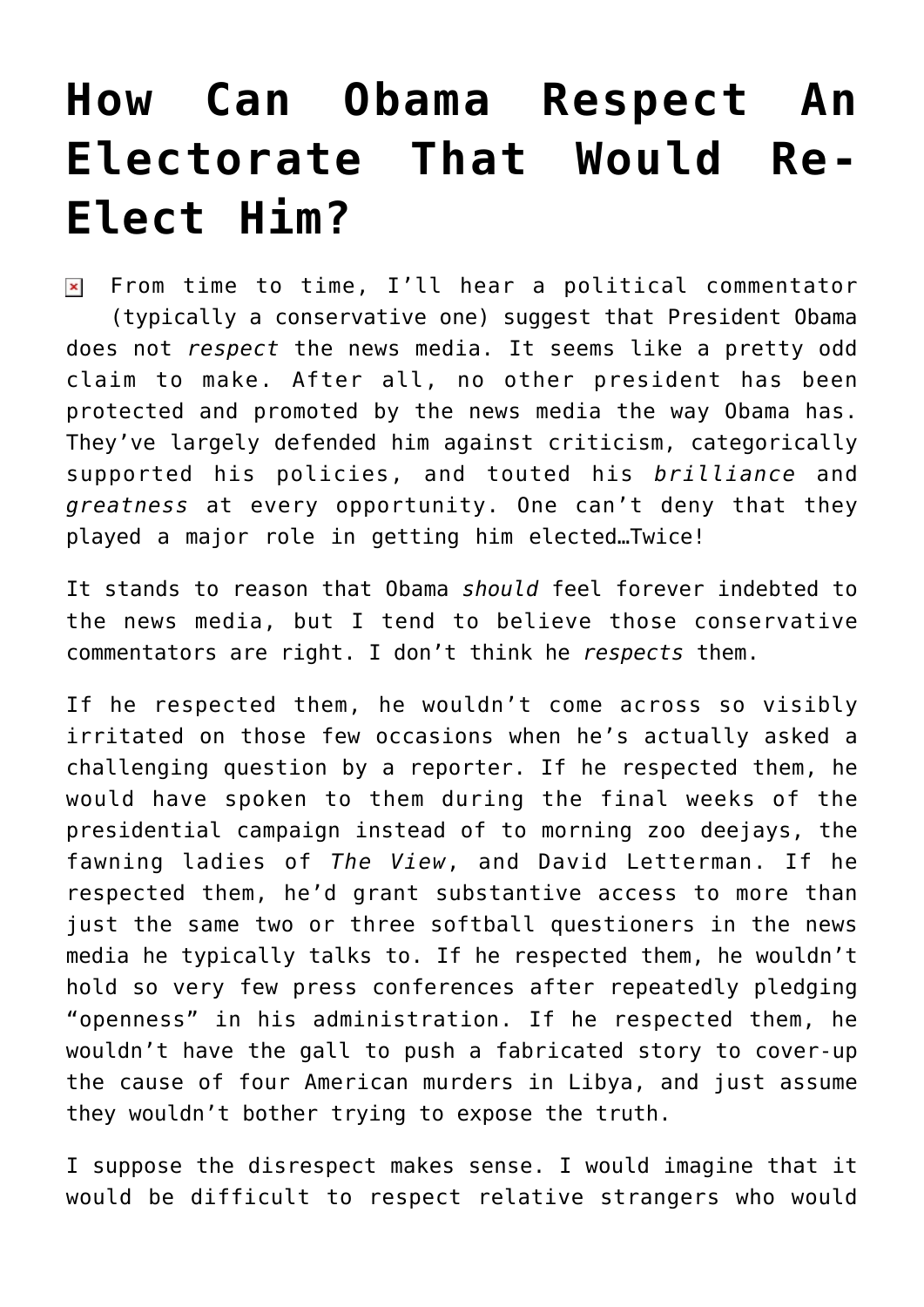# How Can Obama Respect An Electorate That Would Re-Elect Him?

From time to time, I'll hear a political commentator (typically a conservative one) suggest that President Obama does not *respect* the news media. It seems like a pretty odd claim to make. After all, no other president has been protected and promoted by the news media the way Obama has. They've largely defended him against criticism, categorically supported his policies, and touted his *brilliance* and *greatness* at every opportunity. One can't deny that they played a major role in getting him elected…Twice!

It stands to reason that Obama *should* feel forever indebted to the news media, but I tend to believe those conservative commentators are right. I don't think he *respects* them.

If he respected them, he wouldn't come across so visibly irritated on those few occasions when he's actually asked a challenging question by a reporter. If he respected them, he would have spoken to them during the final weeks of the presidential campaign instead of to morning zoo deejays, the fawning ladies of *The View*, and David Letterman. If he respected them, he'd grant substantive access to more than just the same two or three softball questioners in the news media he typically talks to. If he respected them, he wouldn't hold so very few press conferences after repeatedly pledging "openness" in his administration. If he respected them, he wouldn't have the gall to push a fabricated story to cover-up the cause of four American murders in Libya, and just assume they wouldn't bother trying to expose the truth.

I suppose the disrespect makes sense. I would imagine that it would be difficult to respect relative strangers who would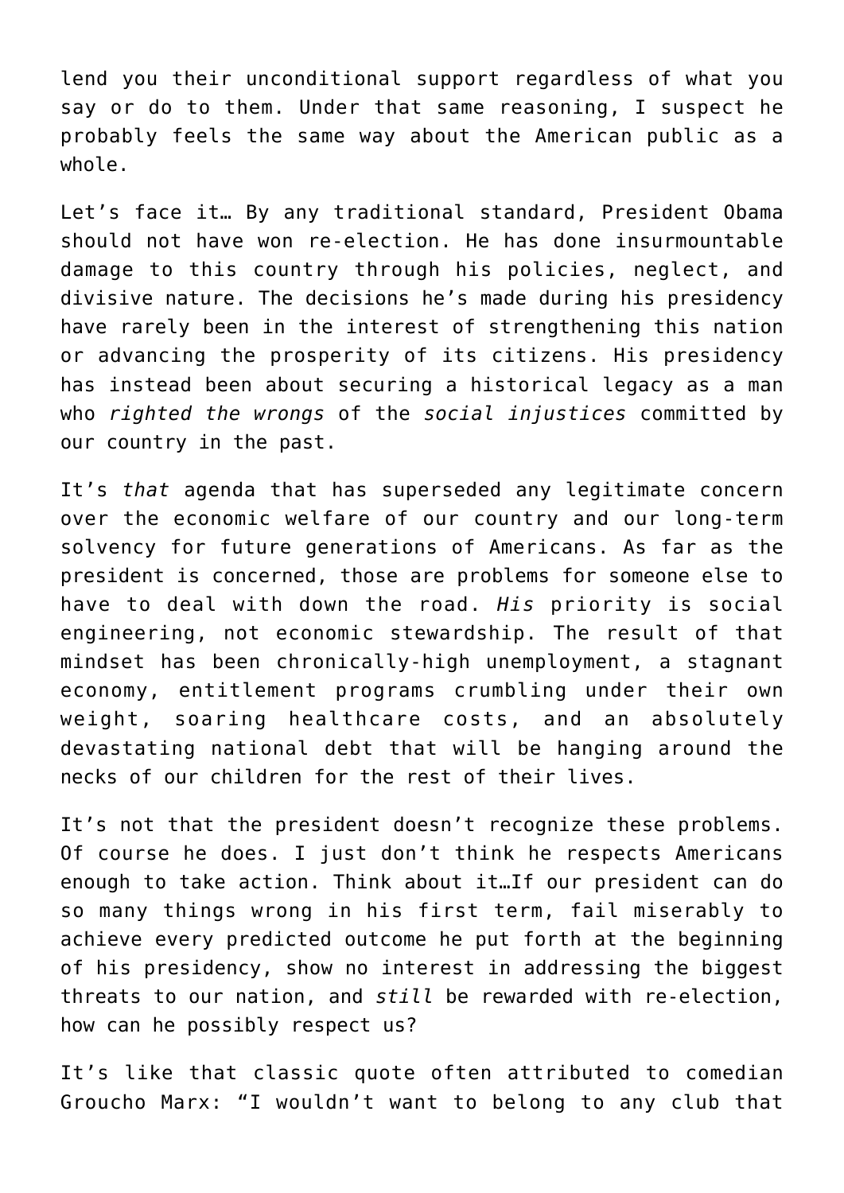lend you their unconditional support regardless of what you say or do to them. Under that same reasoning, I suspect he probably feels the same way about the American public as a whole.

Let's face it… By any traditional standard, President Obama should not have won re-election. He has done insurmountable damage to this country through his policies, neglect, and divisive nature. The decisions he's made during his presidency have rarely been in the interest of strengthening this nation or advancing the prosperity of its citizens. His presidency has instead been about securing a historical legacy as a man who *righted the wrongs* of the *social injustices* committed by our country in the past.

It's *that* agenda that has superseded any legitimate concern over the economic welfare of our country and our long-term solvency for future generations of Americans. As far as the president is concerned, those are problems for someone else to have to deal with down the road. *His* priority is social engineering, not economic stewardship. The result of that mindset has been chronically-high unemployment, a stagnant economy, entitlement programs crumbling under their own weight, soaring healthcare costs, and an absolutely devastating national debt that will be hanging around the necks of our children for the rest of their lives.

It's not that the president doesn't recognize these problems. Of course he does. I just don't think he respects Americans enough to take action. Think about it…If our president can do so many things wrong in his first term, fail miserably to achieve every predicted outcome he put forth at the beginning of his presidency, show no interest in addressing the biggest threats to our nation, and *still* be rewarded with re-election, how can he possibly respect us?

It's like that classic quote often attributed to comedian Groucho Marx: "I wouldn't want to belong to any club that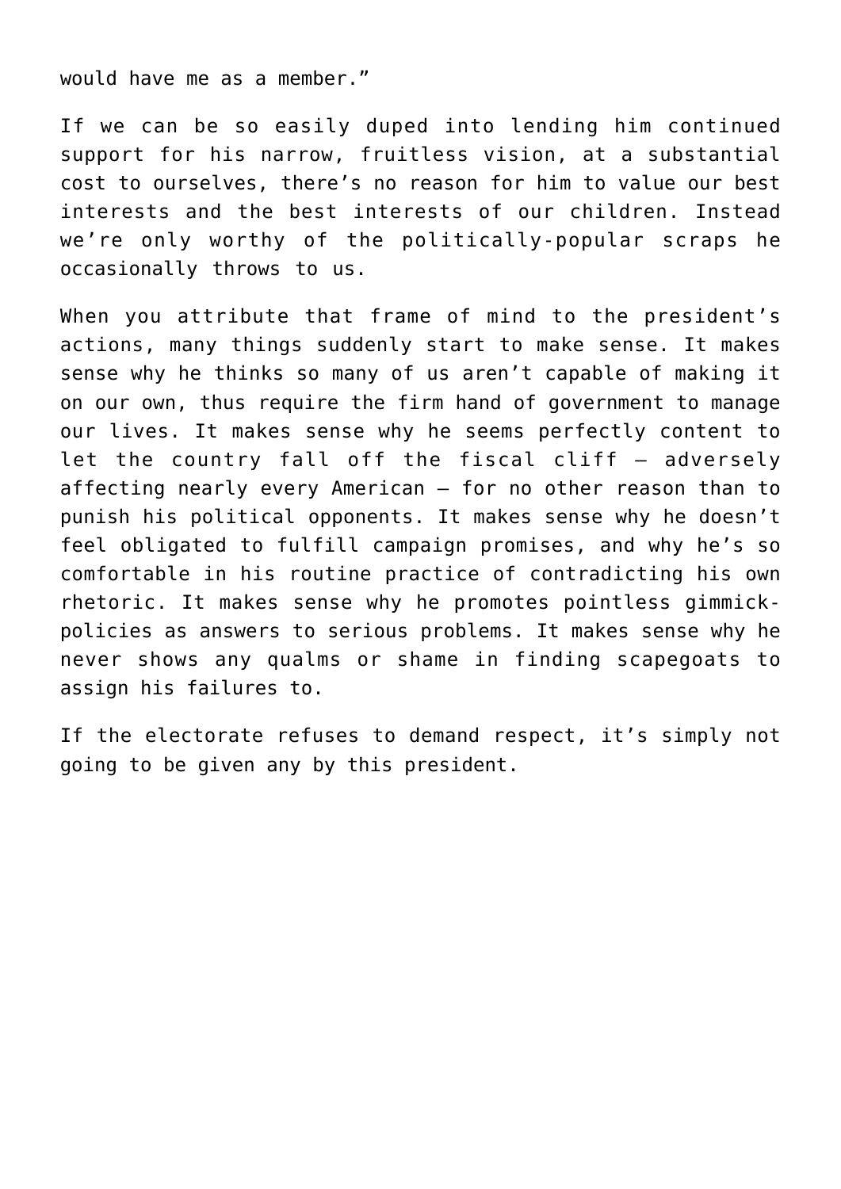would have me as a member."

If we can be so easily duped into lending him continued support for his narrow, fruitless vision, at a substantial cost to ourselves, there's no reason for him to value our best interests and the best interests of our children. Instead we're only worthy of the politically-popular scraps he occasionally throws to us.

When you attribute that frame of mind to the president's actions, many things suddenly start to make sense. It makes sense why he thinks so many of us aren't capable of making it on our own, thus require the firm hand of government to manage our lives. It makes sense why he seems perfectly content to let the country fall off the fiscal cliff – adversely affecting nearly every American – for no other reason than to punish his political opponents. It makes sense why he doesn't feel obligated to fulfill campaign promises, and why he's so comfortable in his routine practice of contradicting his own rhetoric. It makes sense why he promotes pointless gimmick-policies as answers to serious problems. It makes sense why he never shows any qualms or shame in finding scapegoats to assign his failures to.

If the electorate refuses to demand respect, it's simply not going to be given any by this president.